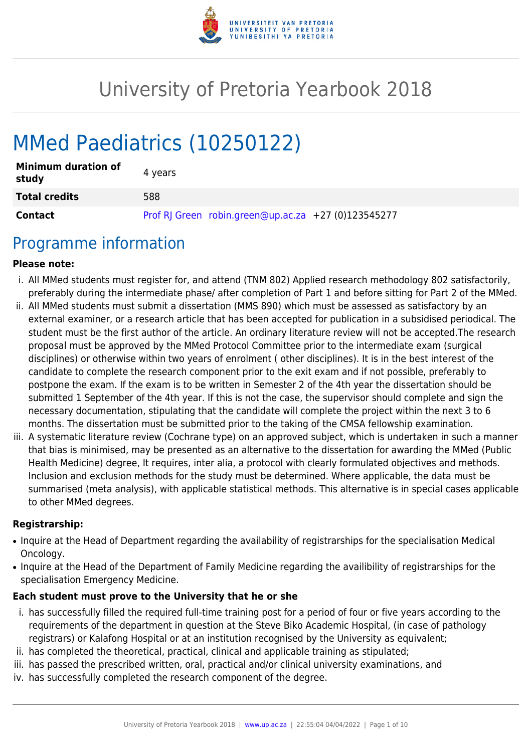# University of Pretoria Yearbook 2018

# MMed Paediatrics (10250122)

| | |
|---|---|
| **Minimum duration of study** | 4 years |
| **Total credits** | 588 |
| **Contact** | Prof RJ Green robin.green@up.ac.za +27 (0)123545277 |

## Programme information

**Please note:**

i. All MMed students must register for, and attend (TNM 802) Applied research methodology 802 satisfactorily, preferably during the intermediate phase/ after completion of Part 1 and before sitting for Part 2 of the MMed.

ii. All MMed students must submit a dissertation (MMS 890) which must be assessed as satisfactory by an external examiner, or a research article that has been accepted for publication in a subsidised periodical. The student must be the first author of the article. An ordinary literature review will not be accepted.The research proposal must be approved by the MMed Protocol Committee prior to the intermediate exam (surgical disciplines) or otherwise within two years of enrolment ( other disciplines). It is in the best interest of the candidate to complete the research component prior to the exit exam and if not possible, preferably to postpone the exam. If the exam is to be written in Semester 2 of the 4th year the dissertation should be submitted 1 September of the 4th year. If this is not the case, the supervisor should complete and sign the necessary documentation, stipulating that the candidate will complete the project within the next 3 to 6 months. The dissertation must be submitted prior to the taking of the CMSA fellowship examination.

iii. A systematic literature review (Cochrane type) on an approved subject, which is undertaken in such a manner that bias is minimised, may be presented as an alternative to the dissertation for awarding the MMed (Public Health Medicine) degree, It requires, inter alia, a protocol with clearly formulated objectives and methods. Inclusion and exclusion methods for the study must be determined. Where applicable, the data must be summarised (meta analysis), with applicable statistical methods. This alternative is in special cases applicable to other MMed degrees.

**Registrarship:**

- Inquire at the Head of Department regarding the availability of registrarships for the specialisation Medical Oncology.
- Inquire at the Head of the Department of Family Medicine regarding the availibility of registrarships for the specialisation Emergency Medicine.

**Each student must prove to the University that he or she**

i. has successfully filled the required full-time training post for a period of four or five years according to the requirements of the department in question at the Steve Biko Academic Hospital, (in case of pathology registrars) or Kalafong Hospital or at an institution recognised by the University as equivalent;

ii. has completed the theoretical, practical, clinical and applicable training as stipulated;

iii. has passed the prescribed written, oral, practical and/or clinical university examinations, and

iv. has successfully completed the research component of the degree.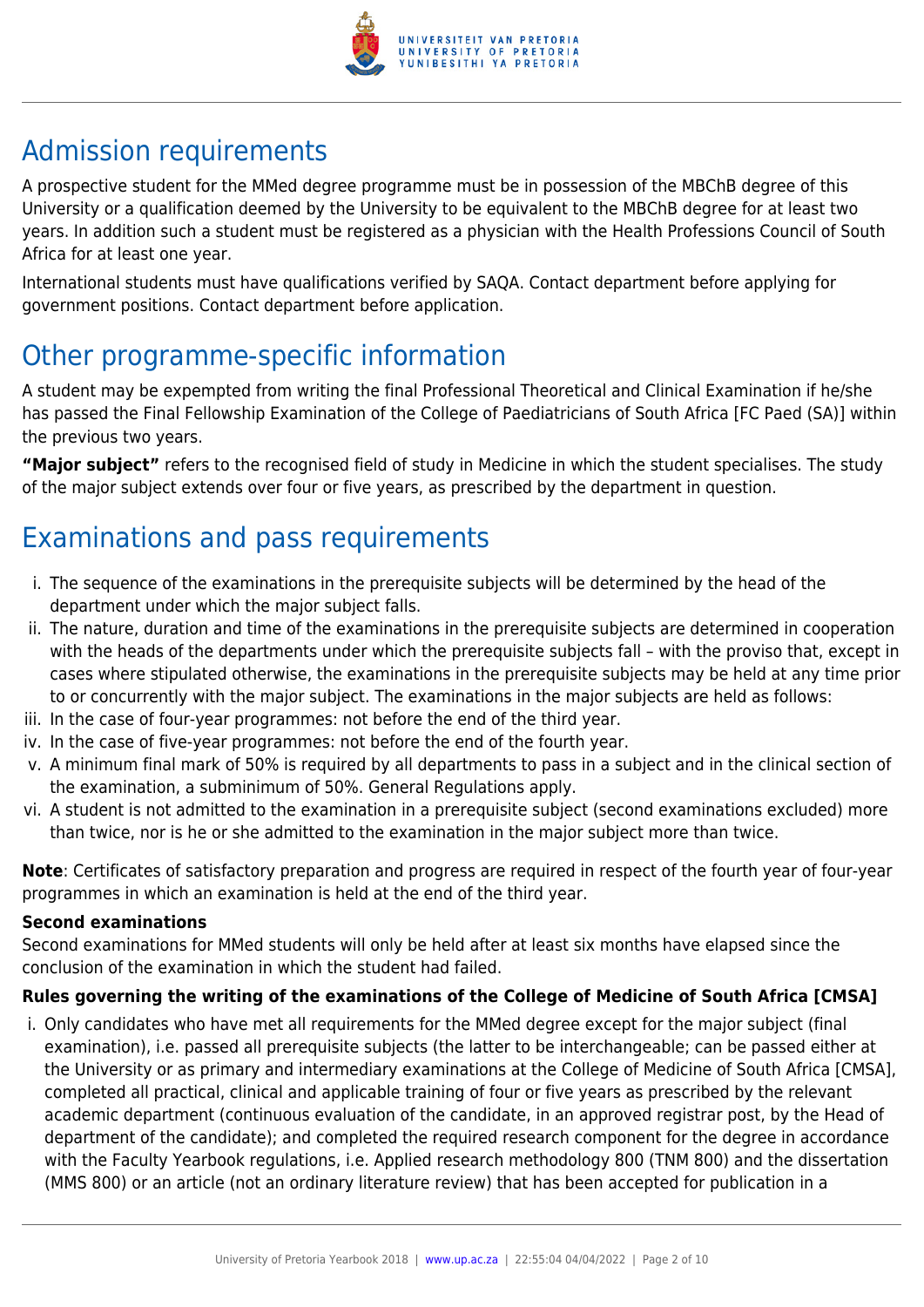## Admission requirements

A prospective student for the MMed degree programme must be in possession of the MBChB degree of this University or a qualification deemed by the University to be equivalent to the MBChB degree for at least two years. In addition such a student must be registered as a physician with the Health Professions Council of South Africa for at least one year.

International students must have qualifications verified by SAQA. Contact department before applying for government positions. Contact department before application.

## Other programme-specific information

A student may be expempted from writing the final Professional Theoretical and Clinical Examination if he/she has passed the Final Fellowship Examination of the College of Paediatricians of South Africa [FC Paed (SA)] within the previous two years.

**"Major subject"** refers to the recognised field of study in Medicine in which the student specialises. The study of the major subject extends over four or five years, as prescribed by the department in question.

## Examinations and pass requirements

i. The sequence of the examinations in the prerequisite subjects will be determined by the head of the department under which the major subject falls.

ii. The nature, duration and time of the examinations in the prerequisite subjects are determined in cooperation with the heads of the departments under which the prerequisite subjects fall – with the proviso that, except in cases where stipulated otherwise, the examinations in the prerequisite subjects may be held at any time prior to or concurrently with the major subject. The examinations in the major subjects are held as follows:

iii. In the case of four-year programmes: not before the end of the third year.

iv. In the case of five-year programmes: not before the end of the fourth year.

v. A minimum final mark of 50% is required by all departments to pass in a subject and in the clinical section of the examination, a subminimum of 50%. General Regulations apply.

vi. A student is not admitted to the examination in a prerequisite subject (second examinations excluded) more than twice, nor is he or she admitted to the examination in the major subject more than twice.

**Note**: Certificates of satisfactory preparation and progress are required in respect of the fourth year of four-year programmes in which an examination is held at the end of the third year.

**Second examinations**

Second examinations for MMed students will only be held after at least six months have elapsed since the conclusion of the examination in which the student had failed.

**Rules governing the writing of the examinations of the College of Medicine of South Africa [CMSA]**

i. Only candidates who have met all requirements for the MMed degree except for the major subject (final examination), i.e. passed all prerequisite subjects (the latter to be interchangeable; can be passed either at the University or as primary and intermediary examinations at the College of Medicine of South Africa [CMSA], completed all practical, clinical and applicable training of four or five years as prescribed by the relevant academic department (continuous evaluation of the candidate, in an approved registrar post, by the Head of department of the candidate); and completed the required research component for the degree in accordance with the Faculty Yearbook regulations, i.e. Applied research methodology 800 (TNM 800) and the dissertation (MMS 800) or an article (not an ordinary literature review) that has been accepted for publication in a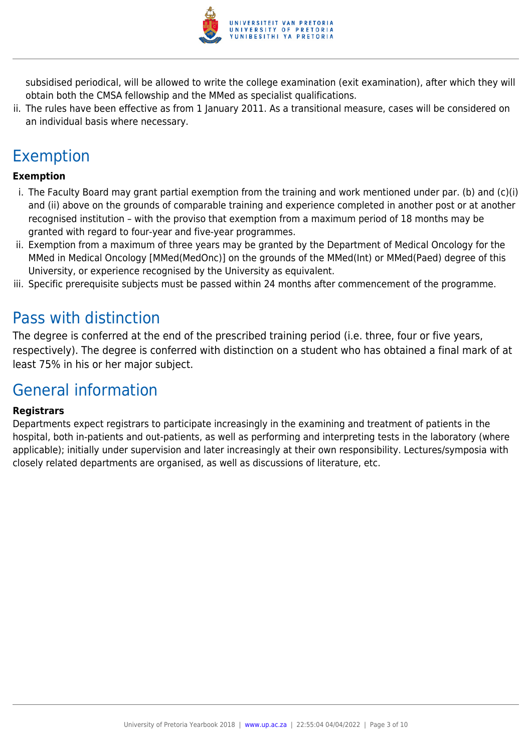subsidised periodical, will be allowed to write the college examination (exit examination), after which they will obtain both the CMSA fellowship and the MMed as specialist qualifications.

ii. The rules have been effective as from 1 January 2011. As a transitional measure, cases will be considered on an individual basis where necessary.

## Exemption

**Exemption**

i. The Faculty Board may grant partial exemption from the training and work mentioned under par. (b) and (c)(i) and (ii) above on the grounds of comparable training and experience completed in another post or at another recognised institution – with the proviso that exemption from a maximum period of 18 months may be granted with regard to four-year and five-year programmes.
ii. Exemption from a maximum of three years may be granted by the Department of Medical Oncology for the MMed in Medical Oncology [MMed(MedOnc)] on the grounds of the MMed(Int) or MMed(Paed) degree of this University, or experience recognised by the University as equivalent.
iii. Specific prerequisite subjects must be passed within 24 months after commencement of the programme.

## Pass with distinction

The degree is conferred at the end of the prescribed training period (i.e. three, four or five years, respectively). The degree is conferred with distinction on a student who has obtained a final mark of at least 75% in his or her major subject.

## General information

**Registrars**

Departments expect registrars to participate increasingly in the examining and treatment of patients in the hospital, both in-patients and out-patients, as well as performing and interpreting tests in the laboratory (where applicable); initially under supervision and later increasingly at their own responsibility. Lectures/symposia with closely related departments are organised, as well as discussions of literature, etc.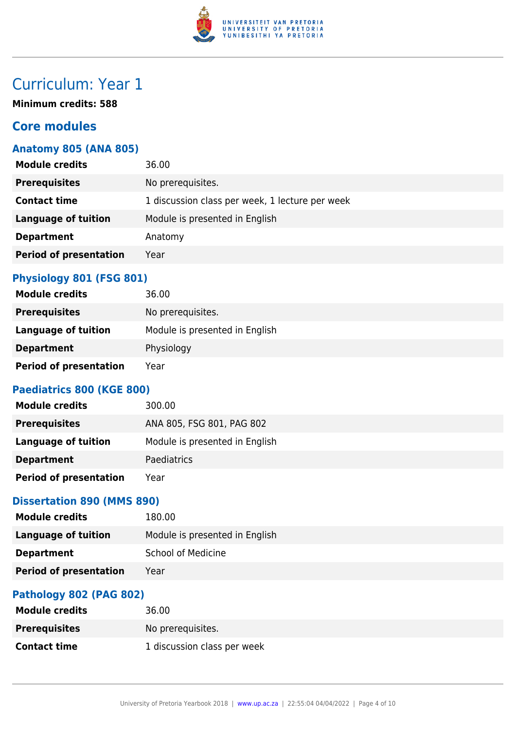# Curriculum: Year 1

**Minimum credits: 588**

## Core modules

### Anatomy 805 (ANA 805)

| | |
|---|---|
| **Module credits** | 36.00 |
| **Prerequisites** | No prerequisites. |
| **Contact time** | 1 discussion class per week, 1 lecture per week |
| **Language of tuition** | Module is presented in English |
| **Department** | Anatomy |
| **Period of presentation** | Year |

### Physiology 801 (FSG 801)

| | |
|---|---|
| **Module credits** | 36.00 |
| **Prerequisites** | No prerequisites. |
| **Language of tuition** | Module is presented in English |
| **Department** | Physiology |
| **Period of presentation** | Year |

### Paediatrics 800 (KGE 800)

| | |
|---|---|
| **Module credits** | 300.00 |
| **Prerequisites** | ANA 805, FSG 801, PAG 802 |
| **Language of tuition** | Module is presented in English |
| **Department** | Paediatrics |
| **Period of presentation** | Year |

### Dissertation 890 (MMS 890)

| | |
|---|---|
| **Module credits** | 180.00 |
| **Language of tuition** | Module is presented in English |
| **Department** | School of Medicine |
| **Period of presentation** | Year |

### Pathology 802 (PAG 802)

| | |
|---|---|
| **Module credits** | 36.00 |
| **Prerequisites** | No prerequisites. |
| **Contact time** | 1 discussion class per week |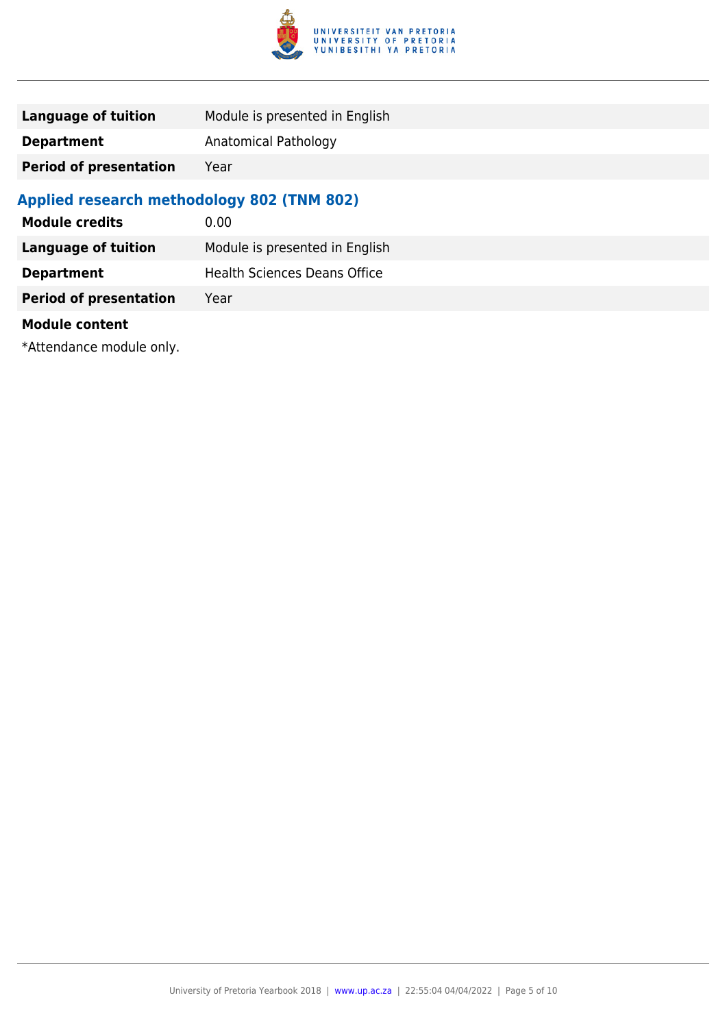| | |
|---|---|
| **Language of tuition** | Module is presented in English |
| **Department** | Anatomical Pathology |
| **Period of presentation** | Year |

### Applied research methodology 802 (TNM 802)

| | |
|---|---|
| **Module credits** | 0.00 |
| **Language of tuition** | Module is presented in English |
| **Department** | Health Sciences Deans Office |
| **Period of presentation** | Year |

**Module content**

*Attendance module only.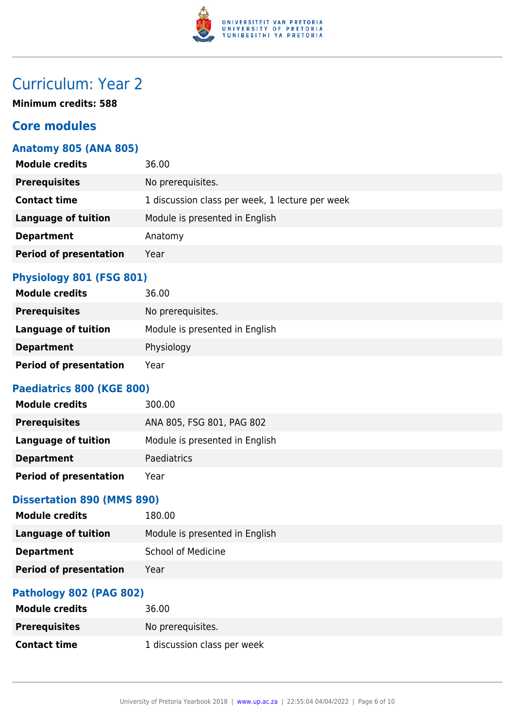# Curriculum: Year 2

**Minimum credits: 588**

## Core modules

### Anatomy 805 (ANA 805)

| | |
|---|---|
| **Module credits** | 36.00 |
| **Prerequisites** | No prerequisites. |
| **Contact time** | 1 discussion class per week, 1 lecture per week |
| **Language of tuition** | Module is presented in English |
| **Department** | Anatomy |
| **Period of presentation** | Year |

### Physiology 801 (FSG 801)

| | |
|---|---|
| **Module credits** | 36.00 |
| **Prerequisites** | No prerequisites. |
| **Language of tuition** | Module is presented in English |
| **Department** | Physiology |
| **Period of presentation** | Year |

### Paediatrics 800 (KGE 800)

| | |
|---|---|
| **Module credits** | 300.00 |
| **Prerequisites** | ANA 805, FSG 801, PAG 802 |
| **Language of tuition** | Module is presented in English |
| **Department** | Paediatrics |
| **Period of presentation** | Year |

### Dissertation 890 (MMS 890)

| | |
|---|---|
| **Module credits** | 180.00 |
| **Language of tuition** | Module is presented in English |
| **Department** | School of Medicine |
| **Period of presentation** | Year |

### Pathology 802 (PAG 802)

| | |
|---|---|
| **Module credits** | 36.00 |
| **Prerequisites** | No prerequisites. |
| **Contact time** | 1 discussion class per week |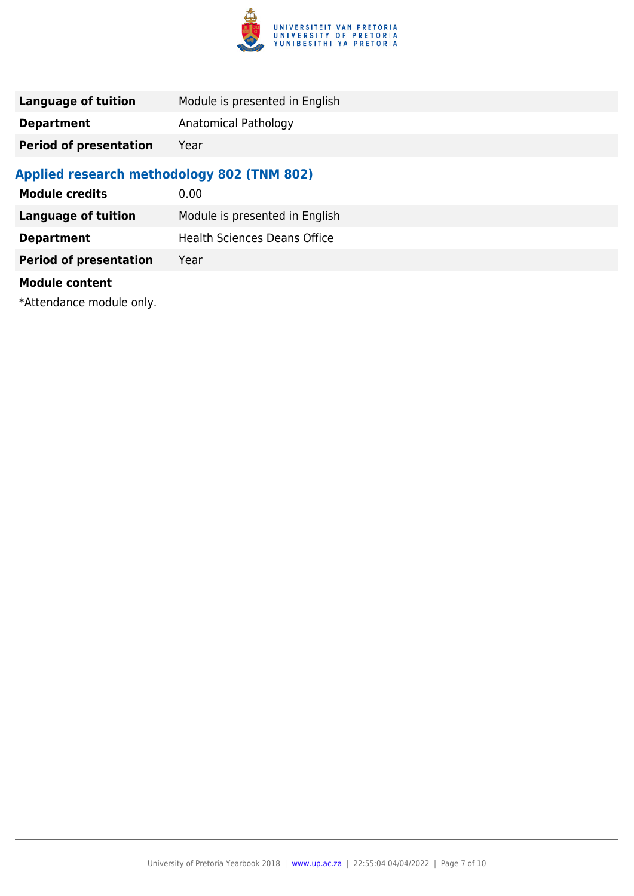| | |
|---|---|
| **Language of tuition** | Module is presented in English |
| **Department** | Anatomical Pathology |
| **Period of presentation** | Year |

### Applied research methodology 802 (TNM 802)

| | |
|---|---|
| **Module credits** | 0.00 |
| **Language of tuition** | Module is presented in English |
| **Department** | Health Sciences Deans Office |
| **Period of presentation** | Year |

**Module content**

*Attendance module only.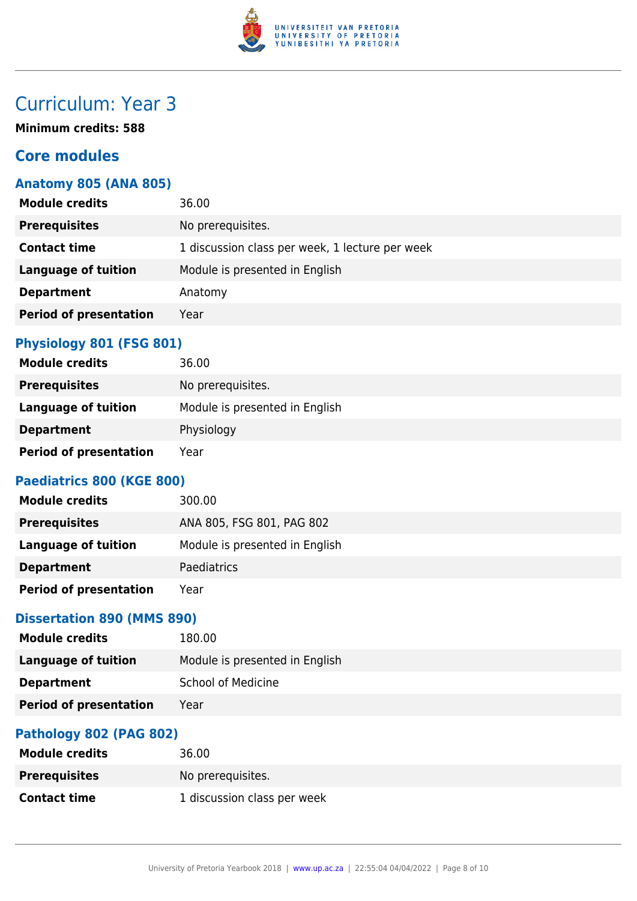# Curriculum: Year 3

**Minimum credits: 588**

## Core modules

### Anatomy 805 (ANA 805)

| | |
|---|---|
| **Module credits** | 36.00 |
| **Prerequisites** | No prerequisites. |
| **Contact time** | 1 discussion class per week, 1 lecture per week |
| **Language of tuition** | Module is presented in English |
| **Department** | Anatomy |
| **Period of presentation** | Year |

### Physiology 801 (FSG 801)

| | |
|---|---|
| **Module credits** | 36.00 |
| **Prerequisites** | No prerequisites. |
| **Language of tuition** | Module is presented in English |
| **Department** | Physiology |
| **Period of presentation** | Year |

### Paediatrics 800 (KGE 800)

| | |
|---|---|
| **Module credits** | 300.00 |
| **Prerequisites** | ANA 805, FSG 801, PAG 802 |
| **Language of tuition** | Module is presented in English |
| **Department** | Paediatrics |
| **Period of presentation** | Year |

### Dissertation 890 (MMS 890)

| | |
|---|---|
| **Module credits** | 180.00 |
| **Language of tuition** | Module is presented in English |
| **Department** | School of Medicine |
| **Period of presentation** | Year |

### Pathology 802 (PAG 802)

| | |
|---|---|
| **Module credits** | 36.00 |
| **Prerequisites** | No prerequisites. |
| **Contact time** | 1 discussion class per week |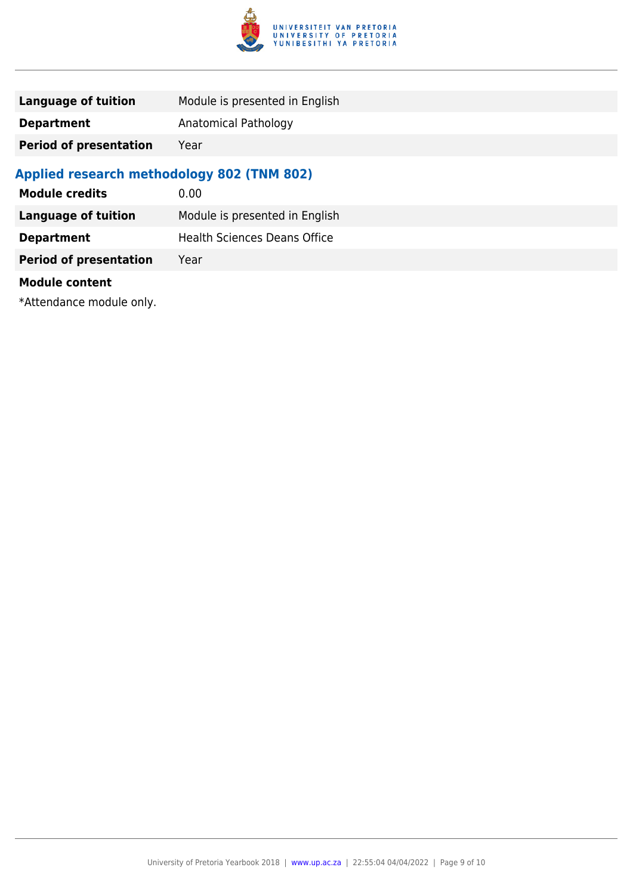| | |
|---|---|
| **Language of tuition** | Module is presented in English |
| **Department** | Anatomical Pathology |
| **Period of presentation** | Year |

### Applied research methodology 802 (TNM 802)

| | |
|---|---|
| **Module credits** | 0.00 |
| **Language of tuition** | Module is presented in English |
| **Department** | Health Sciences Deans Office |
| **Period of presentation** | Year |

**Module content**

*Attendance module only.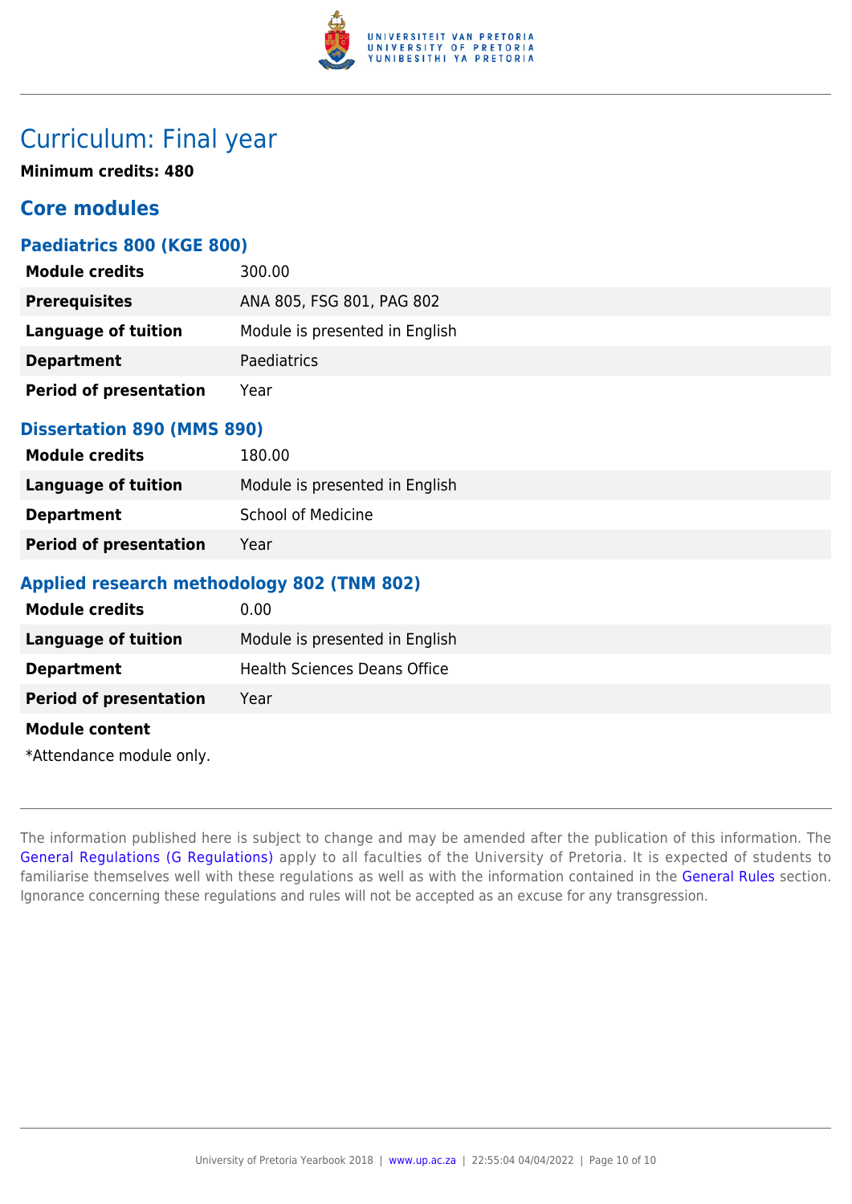# Curriculum: Final year

**Minimum credits: 480**

## Core modules

### Paediatrics 800 (KGE 800)

| | |
|---|---|
| **Module credits** | 300.00 |
| **Prerequisites** | ANA 805, FSG 801, PAG 802 |
| **Language of tuition** | Module is presented in English |
| **Department** | Paediatrics |
| **Period of presentation** | Year |

### Dissertation 890 (MMS 890)

| | |
|---|---|
| **Module credits** | 180.00 |
| **Language of tuition** | Module is presented in English |
| **Department** | School of Medicine |
| **Period of presentation** | Year |

### Applied research methodology 802 (TNM 802)

| | |
|---|---|
| **Module credits** | 0.00 |
| **Language of tuition** | Module is presented in English |
| **Department** | Health Sciences Deans Office |
| **Period of presentation** | Year |

**Module content**

*Attendance module only.

---

The information published here is subject to change and may be amended after the publication of this information. The General Regulations (G Regulations) apply to all faculties of the University of Pretoria. It is expected of students to familiarise themselves well with these regulations as well as with the information contained in the General Rules section. Ignorance concerning these regulations and rules will not be accepted as an excuse for any transgression.